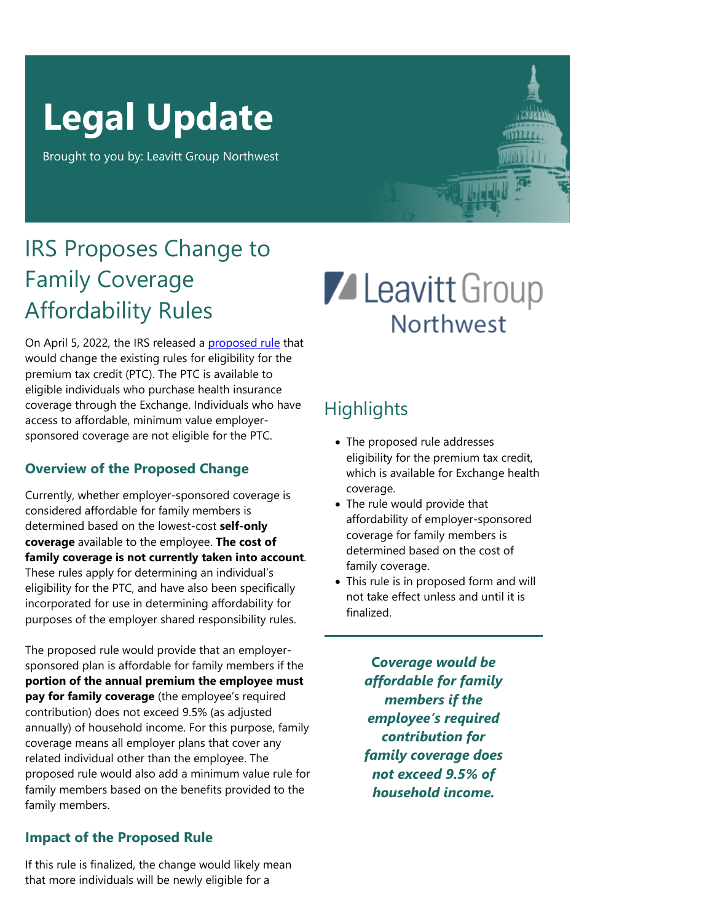# Legal Update

Brought to you by: Leavitt Group Northwest

## IRS Proposes Change to Family Coverage Affordability Rules

On April 5, 2022, the IRS released a proposed rule that would change the existing rules for eligibility for the premium tax credit (PTC). The PTC is available to eligible individuals who purchase health insurance coverage through the Exchange. Individuals who have access to affordable, minimum value employer-sponsored coverage are not eligible for the PTC.

### Overview of the Proposed Change

Currently, whether employer-sponsored coverage is considered affordable for family members is determined based on the lowest-cost **self-only coverage** available to the employee. **The cost of family coverage is not currently taken into account**. These rules apply for determining an individual's eligibility for the PTC, and have also been specifically incorporated for use in determining affordability for purposes of the employer shared responsibility rules.

The proposed rule would provide that an employer-sponsored plan is affordable for family members if the **portion of the annual premium the employee must pay for family coverage** (the employee's required contribution) does not exceed 9.5% (as adjusted annually) of household income. For this purpose, family coverage means all employer plans that cover any related individual other than the employee. The proposed rule would also add a minimum value rule for family members based on the benefits provided to the family members.

### Impact of the Proposed Rule

If this rule is finalized, the change would likely mean that more individuals will be newly eligible for a

Leavitt Group Northwest

## Highlights

- The proposed rule addresses eligibility for the premium tax credit, which is available for Exchange health coverage.
- The rule would provide that affordability of employer-sponsored coverage for family members is determined based on the cost of family coverage.
- This rule is in proposed form and will not take effect unless and until it is finalized.

***Coverage would be affordable for family members if the employee's required contribution for family coverage does not exceed 9.5% of household income.***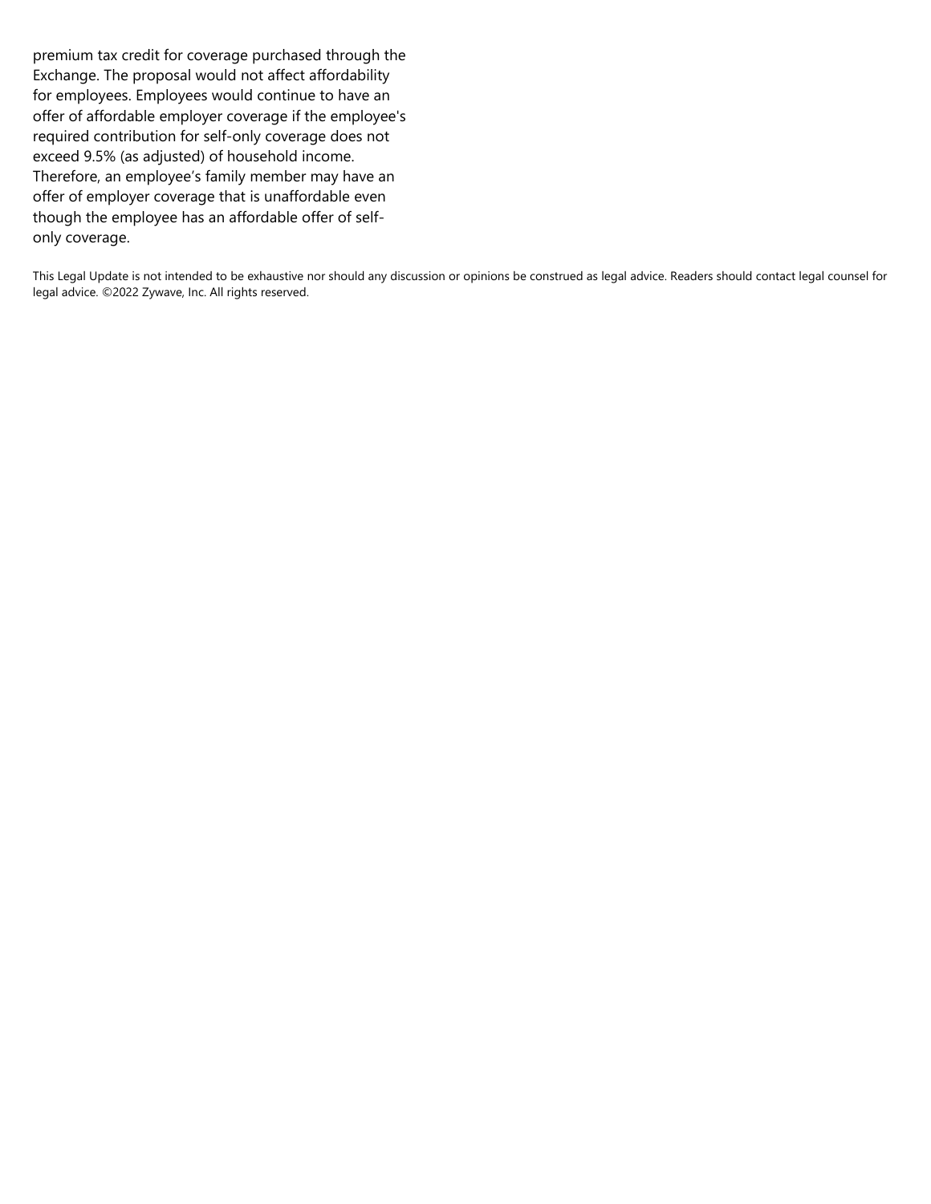premium tax credit for coverage purchased through the Exchange. The proposal would not affect affordability for employees. Employees would continue to have an offer of affordable employer coverage if the employee's required contribution for self-only coverage does not exceed 9.5% (as adjusted) of household income. Therefore, an employee's family member may have an offer of employer coverage that is unaffordable even though the employee has an affordable offer of self-only coverage.

This Legal Update is not intended to be exhaustive nor should any discussion or opinions be construed as legal advice. Readers should contact legal counsel for legal advice. ©2022 Zywave, Inc. All rights reserved.